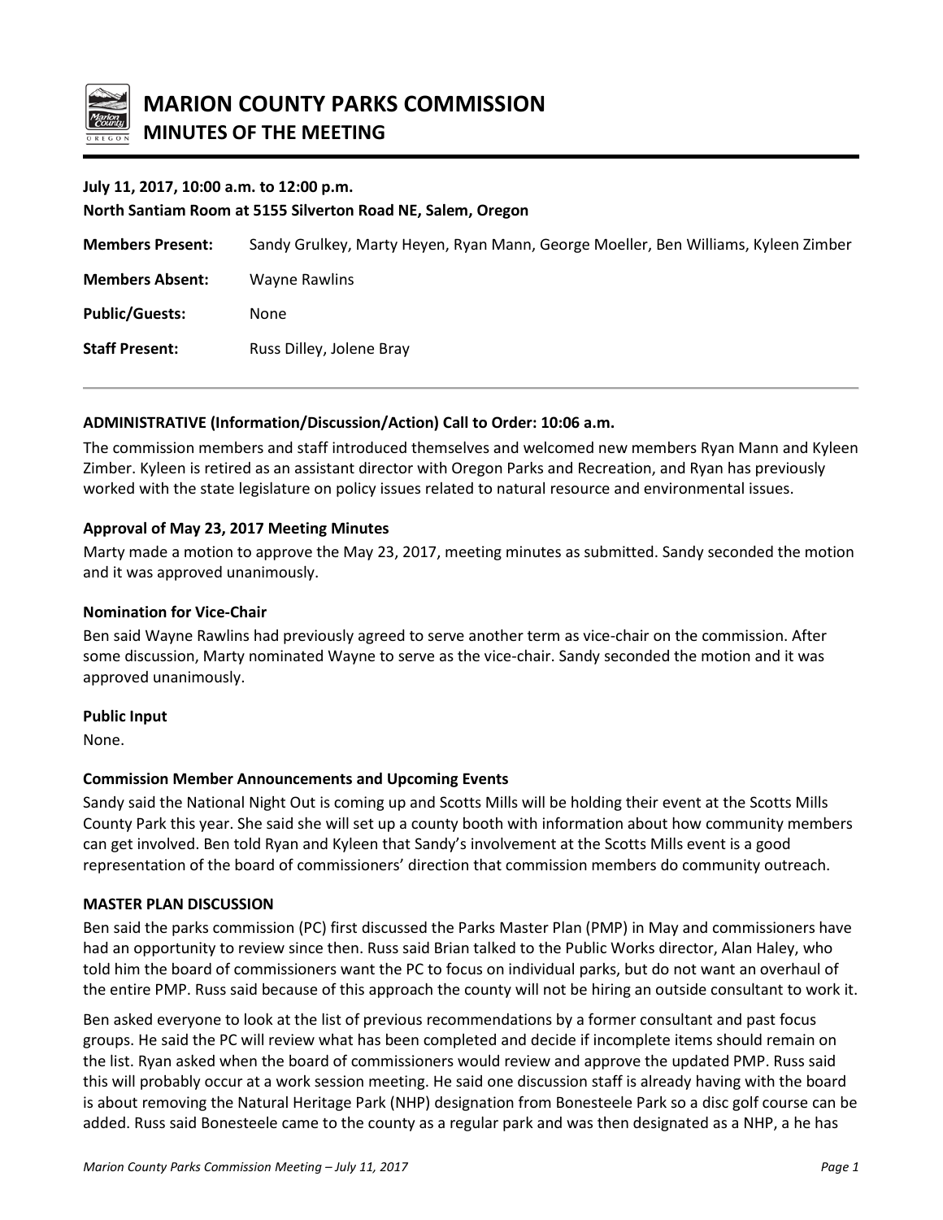# MARION COUNTY PARKS COMMISSION
## MINUTES OF THE MEETING

**July 11, 2017, 10:00 a.m. to 12:00 p.m.**
**North Santiam Room at 5155 Silverton Road NE, Salem, Oregon**

**Members Present:** Sandy Grulkey, Marty Heyen, Ryan Mann, George Moeller, Ben Williams, Kyleen Zimber

**Members Absent:** Wayne Rawlins

**Public/Guests:** None

**Staff Present:** Russ Dilley, Jolene Bray

---

**ADMINISTRATIVE (Information/Discussion/Action) Call to Order: 10:06 a.m.**

The commission members and staff introduced themselves and welcomed new members Ryan Mann and Kyleen Zimber. Kyleen is retired as an assistant director with Oregon Parks and Recreation, and Ryan has previously worked with the state legislature on policy issues related to natural resource and environmental issues.

**Approval of May 23, 2017 Meeting Minutes**

Marty made a motion to approve the May 23, 2017, meeting minutes as submitted. Sandy seconded the motion and it was approved unanimously.

**Nomination for Vice-Chair**

Ben said Wayne Rawlins had previously agreed to serve another term as vice-chair on the commission. After some discussion, Marty nominated Wayne to serve as the vice-chair. Sandy seconded the motion and it was approved unanimously.

**Public Input**

None.

**Commission Member Announcements and Upcoming Events**

Sandy said the National Night Out is coming up and Scotts Mills will be holding their event at the Scotts Mills County Park this year. She said she will set up a county booth with information about how community members can get involved. Ben told Ryan and Kyleen that Sandy's involvement at the Scotts Mills event is a good representation of the board of commissioners' direction that commission members do community outreach.

**MASTER PLAN DISCUSSION**

Ben said the parks commission (PC) first discussed the Parks Master Plan (PMP) in May and commissioners have had an opportunity to review since then. Russ said Brian talked to the Public Works director, Alan Haley, who told him the board of commissioners want the PC to focus on individual parks, but do not want an overhaul of the entire PMP. Russ said because of this approach the county will not be hiring an outside consultant to work it.

Ben asked everyone to look at the list of previous recommendations by a former consultant and past focus groups. He said the PC will review what has been completed and decide if incomplete items should remain on the list. Ryan asked when the board of commissioners would review and approve the updated PMP. Russ said this will probably occur at a work session meeting. He said one discussion staff is already having with the board is about removing the Natural Heritage Park (NHP) designation from Bonesteele Park so a disc golf course can be added. Russ said Bonesteele came to the county as a regular park and was then designated as a NHP, a he has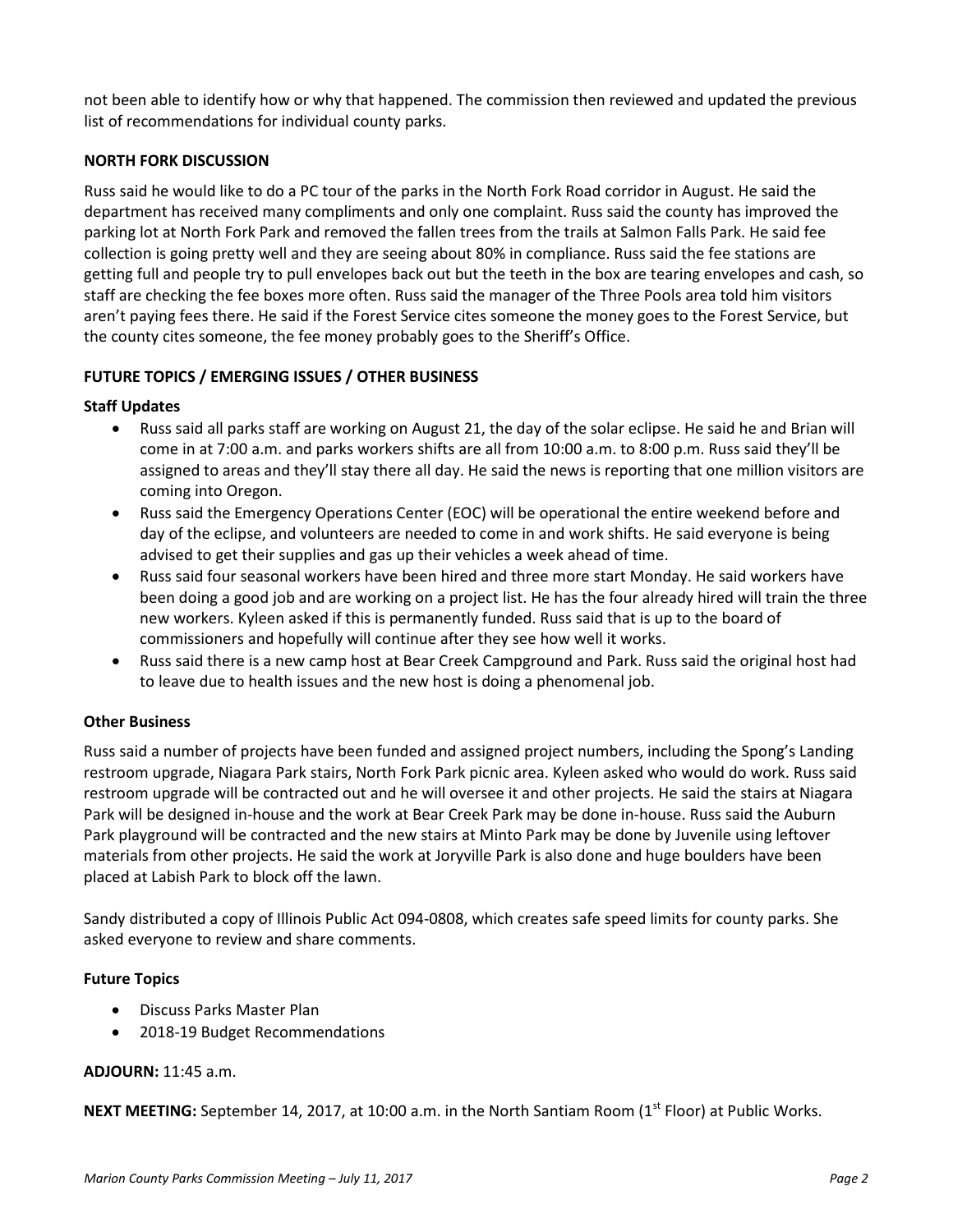not been able to identify how or why that happened. The commission then reviewed and updated the previous list of recommendations for individual county parks.

**NORTH FORK DISCUSSION**

Russ said he would like to do a PC tour of the parks in the North Fork Road corridor in August. He said the department has received many compliments and only one complaint. Russ said the county has improved the parking lot at North Fork Park and removed the fallen trees from the trails at Salmon Falls Park. He said fee collection is going pretty well and they are seeing about 80% in compliance. Russ said the fee stations are getting full and people try to pull envelopes back out but the teeth in the box are tearing envelopes and cash, so staff are checking the fee boxes more often. Russ said the manager of the Three Pools area told him visitors aren't paying fees there. He said if the Forest Service cites someone the money goes to the Forest Service, but the county cites someone, the fee money probably goes to the Sheriff's Office.

**FUTURE TOPICS / EMERGING ISSUES / OTHER BUSINESS**

**Staff Updates**

- Russ said all parks staff are working on August 21, the day of the solar eclipse. He said he and Brian will come in at 7:00 a.m. and parks workers shifts are all from 10:00 a.m. to 8:00 p.m. Russ said they'll be assigned to areas and they'll stay there all day. He said the news is reporting that one million visitors are coming into Oregon.
- Russ said the Emergency Operations Center (EOC) will be operational the entire weekend before and day of the eclipse, and volunteers are needed to come in and work shifts. He said everyone is being advised to get their supplies and gas up their vehicles a week ahead of time.
- Russ said four seasonal workers have been hired and three more start Monday. He said workers have been doing a good job and are working on a project list. He has the four already hired will train the three new workers. Kyleen asked if this is permanently funded. Russ said that is up to the board of commissioners and hopefully will continue after they see how well it works.
- Russ said there is a new camp host at Bear Creek Campground and Park. Russ said the original host had to leave due to health issues and the new host is doing a phenomenal job.

**Other Business**

Russ said a number of projects have been funded and assigned project numbers, including the Spong's Landing restroom upgrade, Niagara Park stairs, North Fork Park picnic area. Kyleen asked who would do work. Russ said restroom upgrade will be contracted out and he will oversee it and other projects. He said the stairs at Niagara Park will be designed in-house and the work at Bear Creek Park may be done in-house. Russ said the Auburn Park playground will be contracted and the new stairs at Minto Park may be done by Juvenile using leftover materials from other projects. He said the work at Joryville Park is also done and huge boulders have been placed at Labish Park to block off the lawn.

Sandy distributed a copy of Illinois Public Act 094-0808, which creates safe speed limits for county parks. She asked everyone to review and share comments.

**Future Topics**

- Discuss Parks Master Plan
- 2018-19 Budget Recommendations

**ADJOURN:** 11:45 a.m.

**NEXT MEETING:** September 14, 2017, at 10:00 a.m. in the North Santiam Room (1st Floor) at Public Works.